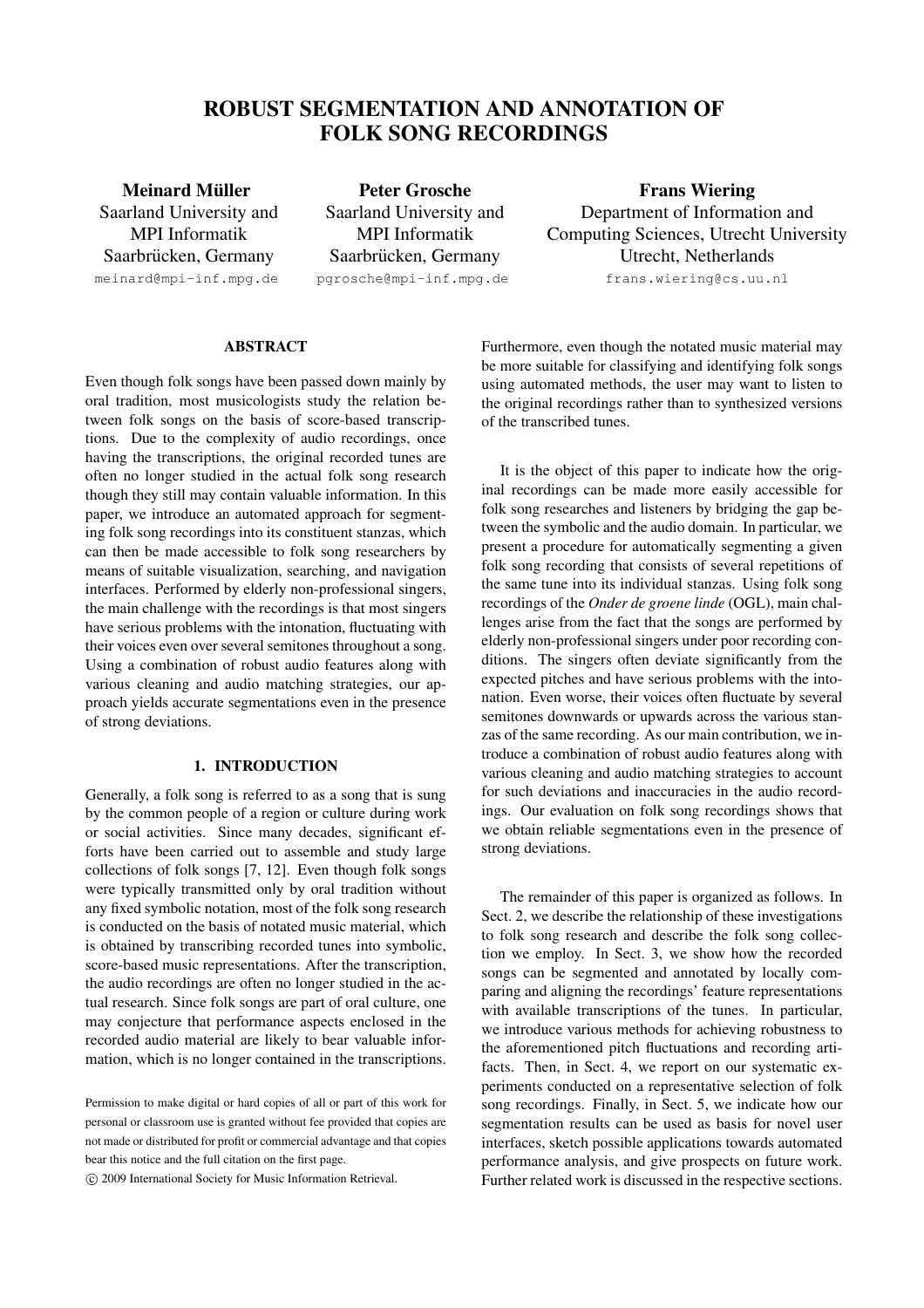# ROBUST SEGMENTATION AND ANNOTATION OF FOLK SONG RECORDINGS

**Meinard Müller**
Saarland University and
MPI Informatik
Saarbrücken, Germany
meinard@mpi-inf.mpg.de

**Peter Grosche**
Saarland University and
MPI Informatik
Saarbrücken, Germany
pgrosche@mpi-inf.mpg.de

**Frans Wiering**
Department of Information and
Computing Sciences, Utrecht University
Utrecht, Netherlands
frans.wiering@cs.uu.nl

## ABSTRACT

Even though folk songs have been passed down mainly by oral tradition, most musicologists study the relation between folk songs on the basis of score-based transcriptions. Due to the complexity of audio recordings, once having the transcriptions, the original recorded tunes are often no longer studied in the actual folk song research though they still may contain valuable information. In this paper, we introduce an automated approach for segmenting folk song recordings into its constituent stanzas, which can then be made accessible to folk song researchers by means of suitable visualization, searching, and navigation interfaces. Performed by elderly non-professional singers, the main challenge with the recordings is that most singers have serious problems with the intonation, fluctuating with their voices even over several semitones throughout a song. Using a combination of robust audio features along with various cleaning and audio matching strategies, our approach yields accurate segmentations even in the presence of strong deviations.

## 1. INTRODUCTION

Generally, a folk song is referred to as a song that is sung by the common people of a region or culture during work or social activities. Since many decades, significant efforts have been carried out to assemble and study large collections of folk songs [7, 12]. Even though folk songs were typically transmitted only by oral tradition without any fixed symbolic notation, most of the folk song research is conducted on the basis of notated music material, which is obtained by transcribing recorded tunes into symbolic, score-based music representations. After the transcription, the audio recordings are often no longer studied in the actual research. Since folk songs are part of oral culture, one may conjecture that performance aspects enclosed in the recorded audio material are likely to bear valuable information, which is no longer contained in the transcriptions.

Permission to make digital or hard copies of all or part of this work for personal or classroom use is granted without fee provided that copies are not made or distributed for profit or commercial advantage and that copies bear this notice and the full citation on the first page.

© 2009 International Society for Music Information Retrieval.

Furthermore, even though the notated music material may be more suitable for classifying and identifying folk songs using automated methods, the user may want to listen to the original recordings rather than to synthesized versions of the transcribed tunes.

It is the object of this paper to indicate how the original recordings can be made more easily accessible for folk song researches and listeners by bridging the gap between the symbolic and the audio domain. In particular, we present a procedure for automatically segmenting a given folk song recording that consists of several repetitions of the same tune into its individual stanzas. Using folk song recordings of the *Onder de groene linde* (OGL), main challenges arise from the fact that the songs are performed by elderly non-professional singers under poor recording conditions. The singers often deviate significantly from the expected pitches and have serious problems with the intonation. Even worse, their voices often fluctuate by several semitones downwards or upwards across the various stanzas of the same recording. As our main contribution, we introduce a combination of robust audio features along with various cleaning and audio matching strategies to account for such deviations and inaccuracies in the audio recordings. Our evaluation on folk song recordings shows that we obtain reliable segmentations even in the presence of strong deviations.

The remainder of this paper is organized as follows. In Sect. 2, we describe the relationship of these investigations to folk song research and describe the folk song collection we employ. In Sect. 3, we show how the recorded songs can be segmented and annotated by locally comparing and aligning the recordings' feature representations with available transcriptions of the tunes. In particular, we introduce various methods for achieving robustness to the aforementioned pitch fluctuations and recording artifacts. Then, in Sect. 4, we report on our systematic experiments conducted on a representative selection of folk song recordings. Finally, in Sect. 5, we indicate how our segmentation results can be used as basis for novel user interfaces, sketch possible applications towards automated performance analysis, and give prospects on future work. Further related work is discussed in the respective sections.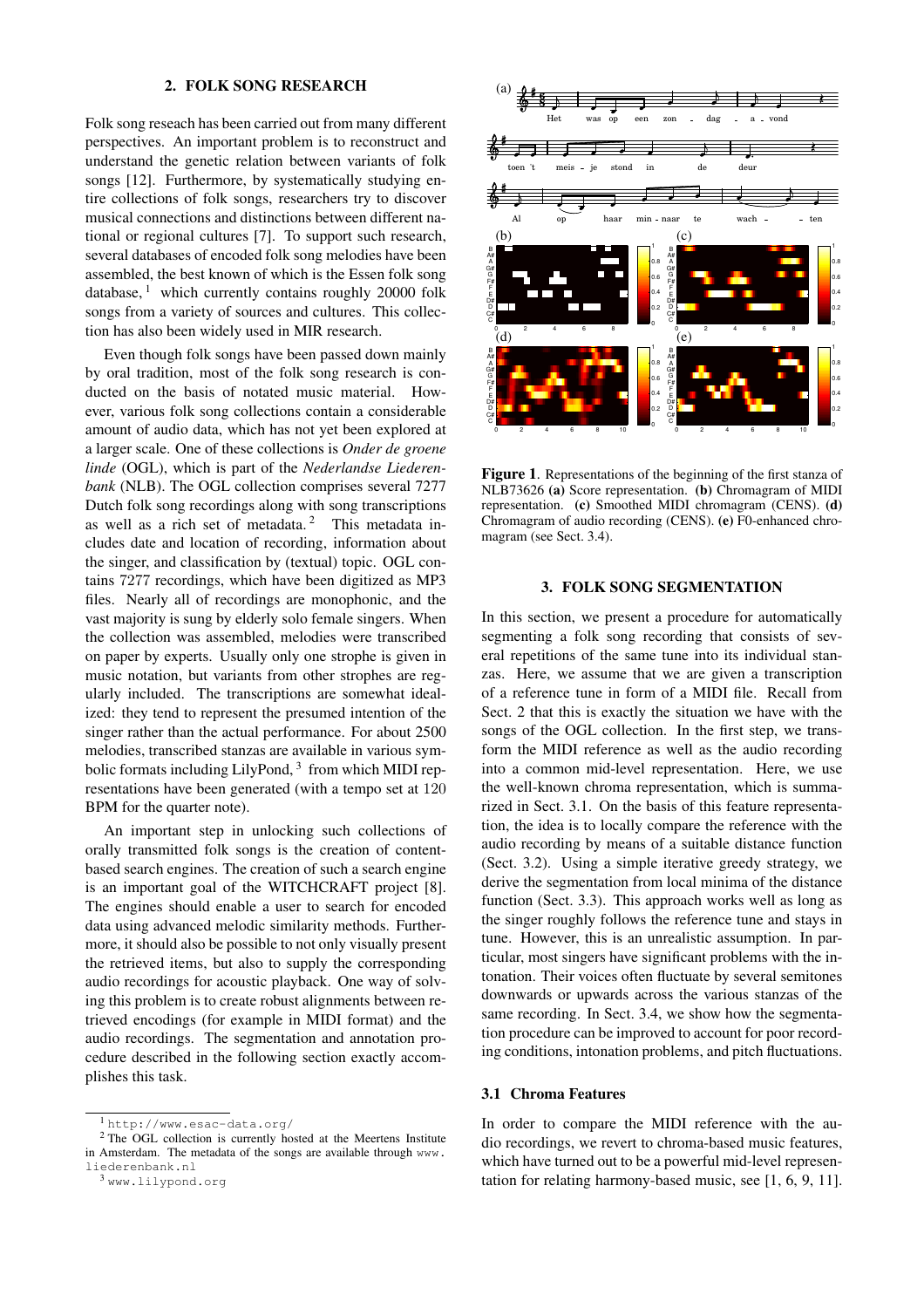## 2. FOLK SONG RESEARCH

Folk song reseach has been carried out from many different perspectives. An important problem is to reconstruct and understand the genetic relation between variants of folk songs [12]. Furthermore, by systematically studying entire collections of folk songs, researchers try to discover musical connections and distinctions between different national or regional cultures [7]. To support such research, several databases of encoded folk song melodies have been assembled, the best known of which is the Essen folk song database, [1] which currently contains roughly 20000 folk songs from a variety of sources and cultures. This collection has also been widely used in MIR research.

Even though folk songs have been passed down mainly by oral tradition, most of the folk song research is conducted on the basis of notated music material. However, various folk song collections contain a considerable amount of audio data, which has not yet been explored at a larger scale. One of these collections is *Onder de groene linde* (OGL), which is part of the *Nederlandse Liederenbank* (NLB). The OGL collection comprises several 7277 Dutch folk song recordings along with song transcriptions as well as a rich set of metadata. [2] This metadata includes date and location of recording, information about the singer, and classification by (textual) topic. OGL contains 7277 recordings, which have been digitized as MP3 files. Nearly all of recordings are monophonic, and the vast majority is sung by elderly solo female singers. When the collection was assembled, melodies were transcribed on paper by experts. Usually only one strophe is given in music notation, but variants from other strophes are regularly included. The transcriptions are somewhat idealized: they tend to represent the presumed intention of the singer rather than the actual performance. For about 2500 melodies, transcribed stanzas are available in various symbolic formats including LilyPond, [3] from which MIDI representations have been generated (with a tempo set at 120 BPM for the quarter note).

An important step in unlocking such collections of orally transmitted folk songs is the creation of content-based search engines. The creation of such a search engine is an important goal of the WITCHCRAFT project [8]. The engines should enable a user to search for encoded data using advanced melodic similarity methods. Furthermore, it should also be possible to not only visually present the retrieved items, but also to supply the corresponding audio recordings for acoustic playback. One way of solving this problem is to create robust alignments between retrieved encodings (for example in MIDI format) and the audio recordings. The segmentation and annotation procedure described in the following section exactly accomplishes this task.

[1] http://www.esac-data.org/

[2] The OGL collection is currently hosted at the Meertens Institute in Amsterdam. The metadata of the songs are available through www.liederenbank.nl

[3] www.lilypond.org

**Figure 1**. Representations of the beginning of the first stanza of NLB73626 **(a)** Score representation. **(b)** Chromagram of MIDI representation. **(c)** Smoothed MIDI chromagram (CENS). **(d)** Chromagram of audio recording (CENS). **(e)** F0-enhanced chromagram (see Sect. 3.4).

## 3. FOLK SONG SEGMENTATION

In this section, we present a procedure for automatically segmenting a folk song recording that consists of several repetitions of the same tune into its individual stanzas. Here, we assume that we are given a transcription of a reference tune in form of a MIDI file. Recall from Sect. 2 that this is exactly the situation we have with the songs of the OGL collection. In the first step, we transform the MIDI reference as well as the audio recording into a common mid-level representation. Here, we use the well-known chroma representation, which is summarized in Sect. 3.1. On the basis of this feature representation, the idea is to locally compare the reference with the audio recording by means of a suitable distance function (Sect. 3.2). Using a simple iterative greedy strategy, we derive the segmentation from local minima of the distance function (Sect. 3.3). This approach works well as long as the singer roughly follows the reference tune and stays in tune. However, this is an unrealistic assumption. In particular, most singers have significant problems with the intonation. Their voices often fluctuate by several semitones downwards or upwards across the various stanzas of the same recording. In Sect. 3.4, we show how the segmentation procedure can be improved to account for poor recording conditions, intonation problems, and pitch fluctuations.

### 3.1 Chroma Features

In order to compare the MIDI reference with the audio recordings, we revert to chroma-based music features, which have turned out to be a powerful mid-level representation for relating harmony-based music, see [1, 6, 9, 11].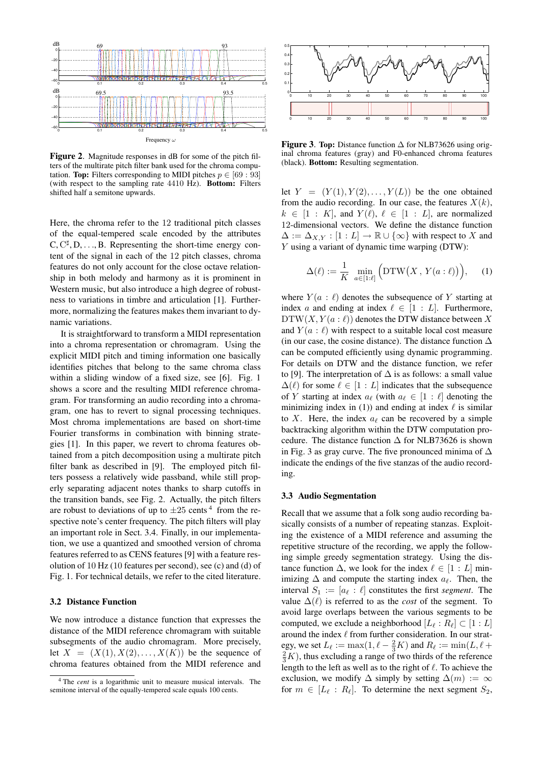**Figure 2**. Magnitude responses in dB for some of the pitch filters of the multirate pitch filter bank used for the chroma computation. **Top:** Filters corresponding to MIDI pitches $p \in [69 : 93]$ (with respect to the sampling rate 4410 Hz). **Bottom:** Filters shifted half a semitone upwards.

Here, the chroma refer to the 12 traditional pitch classes of the equal-tempered scale encoded by the attributes $\mathrm{C}, \mathrm{C}^\sharp, \mathrm{D}, \ldots, \mathrm{B}$. Representing the short-time energy content of the signal in each of the 12 pitch classes, chroma features do not only account for the close octave relationship in both melody and harmony as it is prominent in Western music, but also introduce a high degree of robustness to variations in timbre and articulation [1]. Furthermore, normalizing the features makes them invariant to dynamic variations.

It is straightforward to transform a MIDI representation into a chroma representation or chromagram. Using the explicit MIDI pitch and timing information one basically identifies pitches that belong to the same chroma class within a sliding window of a fixed size, see [6]. Fig. 1 shows a score and the resulting MIDI reference chromagram. For transforming an audio recording into a chromagram, one has to revert to signal processing techniques. Most chroma implementations are based on short-time Fourier transforms in combination with binning strategies [1]. In this paper, we revert to chroma features obtained from a pitch decomposition using a multirate pitch filter bank as described in [9]. The employed pitch filters possess a relatively wide passband, while still properly separating adjacent notes thanks to sharp cutoffs in the transition bands, see Fig. 2. Actually, the pitch filters are robust to deviations of up to $\pm 25$ cents [4] from the respective note's center frequency. The pitch filters will play an important role in Sect. 3.4. Finally, in our implementation, we use a quantized and smoothed version of chroma features referred to as CENS features [9] with a feature resolution of 10 Hz (10 features per second), see (c) and (d) of Fig. 1. For technical details, we refer to the cited literature.

### 3.2 Distance Function

We now introduce a distance function that expresses the distance of the MIDI reference chromagram with suitable subsegments of the audio chromagram. More precisely, let $X = (X(1), X(2), \ldots, X(K))$ be the sequence of chroma features obtained from the MIDI reference and let $Y = (Y(1), Y(2), \ldots, Y(L))$ be the one obtained from the audio recording. In our case, the features $X(k)$, $k \in [1 : K]$, and $Y(\ell)$, $\ell \in [1 : L]$, are normalized 12-dimensional vectors. We define the distance function $\Delta := \Delta_{X,Y} : [1 : L] \rightarrow \mathbb{R} \cup \{\infty\}$ with respect to $X$ and $Y$ using a variant of dynamic time warping (DTW):

$$\Delta(\ell) := \frac{1}{K} \min_{a \in [1:\ell]} \Big( \mathrm{DTW}\big(X\,,\, Y(a : \ell)\big) \Big), \qquad (1)$$

where $Y(a : \ell)$ denotes the subsequence of $Y$ starting at index $a$ and ending at index $\ell \in [1 : L]$. Furthermore, $\mathrm{DTW}(X, Y(a : \ell))$ denotes the DTW distance between $X$ and $Y(a : \ell)$ with respect to a suitable local cost measure (in our case, the cosine distance). The distance function $\Delta$ can be computed efficiently using dynamic programming. For details on DTW and the distance function, we refer to [9]. The interpretation of $\Delta$ is as follows: a small value $\Delta(\ell)$ for some $\ell \in [1 : L]$ indicates that the subsequence of $Y$ starting at index $a_\ell$ (with $a_\ell \in [1 : \ell]$ denoting the minimizing index in (1)) and ending at index $\ell$ is similar to $X$. Here, the index $a_\ell$ can be recovered by a simple backtracking algorithm within the DTW computation procedure. The distance function $\Delta$ for NLB73626 is shown in Fig. 3 as gray curve. The five pronounced minima of $\Delta$ indicate the endings of the five stanzas of the audio recording.

**Figure 3**. **Top:** Distance function $\Delta$ for NLB73626 using original chroma features (gray) and F0-enhanced chroma features (black). **Bottom:** Resulting segmentation.

### 3.3 Audio Segmentation

Recall that we assume that a folk song audio recording basically consists of a number of repeating stanzas. Exploiting the existence of a MIDI reference and assuming the repetitive structure of the recording, we apply the following simple greedy segmentation strategy. Using the distance function $\Delta$, we look for the index $\ell \in [1 : L]$ minimizing $\Delta$ and compute the starting index $a_\ell$. Then, the interval $S_1 := [a_\ell : \ell]$ constitutes the first *segment*. The value $\Delta(\ell)$ is referred to as the *cost* of the segment. To avoid large overlaps between the various segments to be computed, we exclude a neighborhood $[L_\ell : R_\ell] \subset [1 : L]$ around the index $\ell$ from further consideration. In our strategy, we set $L_\ell := \max(1, \ell - \frac{2}{3}K)$ and $R_\ell := \min(L, \ell + \frac{2}{3}K)$, thus excluding a range of two thirds of the reference length to the left as well as to the right of $\ell$. To achieve the exclusion, we modify $\Delta$ simply by setting $\Delta(m) := \infty$ for $m \in [L_\ell : R_\ell]$. To determine the next segment $S_2$,

[4] The *cent* is a logarithmic unit to measure musical intervals. The semitone interval of the equally-tempered scale equals 100 cents.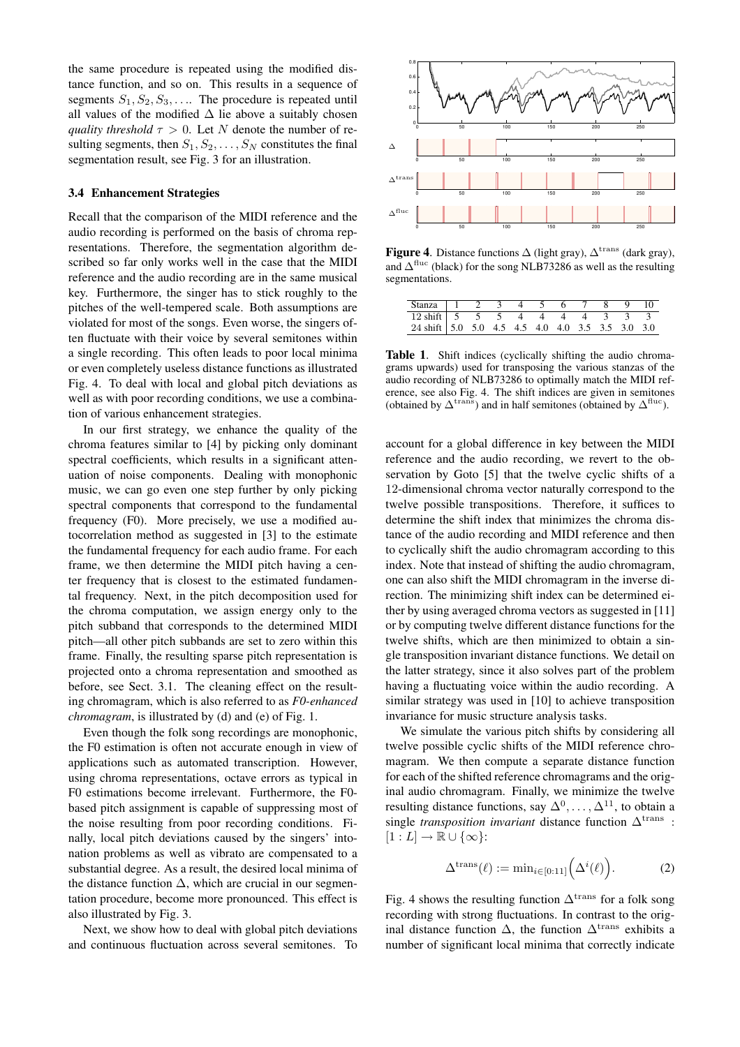the same procedure is repeated using the modified distance function, and so on. This results in a sequence of segments $S_1, S_2, S_3, \ldots$. The procedure is repeated until all values of the modified $\Delta$ lie above a suitably chosen *quality threshold* $\tau > 0$. Let $N$ denote the number of resulting segments, then $S_1, S_2, \ldots, S_N$ constitutes the final segmentation result, see Fig. 3 for an illustration.

### 3.4 Enhancement Strategies

Recall that the comparison of the MIDI reference and the audio recording is performed on the basis of chroma representations. Therefore, the segmentation algorithm described so far only works well in the case that the MIDI reference and the audio recording are in the same musical key. Furthermore, the singer has to stick roughly to the pitches of the well-tempered scale. Both assumptions are violated for most of the songs. Even worse, the singers often fluctuate with their voice by several semitones within a single recording. This often leads to poor local minima or even completely useless distance functions as illustrated Fig. 4. To deal with local and global pitch deviations as well as with poor recording conditions, we use a combination of various enhancement strategies.

In our first strategy, we enhance the quality of the chroma features similar to [4] by picking only dominant spectral coefficients, which results in a significant attenuation of noise components. Dealing with monophonic music, we can go even one step further by only picking spectral components that correspond to the fundamental frequency (F0). More precisely, we use a modified autocorrelation method as suggested in [3] to the estimate the fundamental frequency for each audio frame. For each frame, we then determine the MIDI pitch having a center frequency that is closest to the estimated fundamental frequency. Next, in the pitch decomposition used for the chroma computation, we assign energy only to the pitch subband that corresponds to the determined MIDI pitch—all other pitch subbands are set to zero within this frame. Finally, the resulting sparse pitch representation is projected onto a chroma representation and smoothed as before, see Sect. 3.1. The cleaning effect on the resulting chromagram, which is also referred to as *F0-enhanced chromagram*, is illustrated by (d) and (e) of Fig. 1.

Even though the folk song recordings are monophonic, the F0 estimation is often not accurate enough in view of applications such as automated transcription. However, using chroma representations, octave errors as typical in F0 estimations become irrelevant. Furthermore, the F0-based pitch assignment is capable of suppressing most of the noise resulting from poor recording conditions. Finally, local pitch deviations caused by the singers' intonation problems as well as vibrato are compensated to a substantial degree. As a result, the desired local minima of the distance function $\Delta$, which are crucial in our segmentation procedure, become more pronounced. This effect is also illustrated by Fig. 3.

Next, we show how to deal with global pitch deviations and continuous fluctuation across several semitones. To account for a global difference in key between the MIDI reference and the audio recording, we revert to the observation by Goto [5] that the twelve cyclic shifts of a 12-dimensional chroma vector naturally correspond to the twelve possible transpositions. Therefore, it suffices to determine the shift index that minimizes the chroma distance of the audio recording and MIDI reference and then to cyclically shift the audio chromagram according to this index. Note that instead of shifting the audio chromagram, one can also shift the MIDI chromagram in the inverse direction. The minimizing shift index can be determined either by using averaged chroma vectors as suggested in [11] or by computing twelve different distance functions for the twelve shifts, which are then minimized to obtain a single transposition invariant distance functions. We detail on the latter strategy, since it also solves part of the problem having a fluctuating voice within the audio recording. A similar strategy was used in [10] to achieve transposition invariance for music structure analysis tasks.

We simulate the various pitch shifts by considering all twelve possible cyclic shifts of the MIDI reference chromagram. We then compute a separate distance function for each of the shifted reference chromagrams and the original audio chromagram. Finally, we minimize the twelve resulting distance functions, say $\Delta^0, \ldots, \Delta^{11}$, to obtain a single *transposition invariant* distance function $\Delta^{\text{trans}} : [1:L] \to \mathbb{R} \cup \{\infty\}$:

$$\Delta^{\text{trans}}(\ell) := \min_{i \in [0:11]} \Big( \Delta^i(\ell) \Big). \tag{2}$$

Fig. 4 shows the resulting function $\Delta^{\text{trans}}$ for a folk song recording with strong fluctuations. In contrast to the original distance function $\Delta$, the function $\Delta^{\text{trans}}$ exhibits a number of significant local minima that correctly indicate

**Figure 4**. Distance functions $\Delta$ (light gray), $\Delta^{\text{trans}}$ (dark gray), and $\Delta^{\text{fluc}}$ (black) for the song NLB73286 as well as the resulting segmentations.

| Stanza | 1 | 2 | 3 | 4 | 5 | 6 | 7 | 8 | 9 | 10 |
|---|---|---|---|---|---|---|---|---|---|---|
| 12 shift | 5 | 5 | 5 | 4 | 4 | 4 | 4 | 3 | 3 | 3 |
| 24 shift | 5.0 | 5.0 | 4.5 | 4.5 | 4.0 | 4.0 | 3.5 | 3.5 | 3.0 | 3.0 |

**Table 1**. Shift indices (cyclically shifting the audio chromagrams upwards) used for transposing the various stanzas of the audio recording of NLB73286 to optimally match the MIDI reference, see also Fig. 4. The shift indices are given in semitones (obtained by $\Delta^{\text{trans}}$) and in half semitones (obtained by $\Delta^{\text{fluc}}$).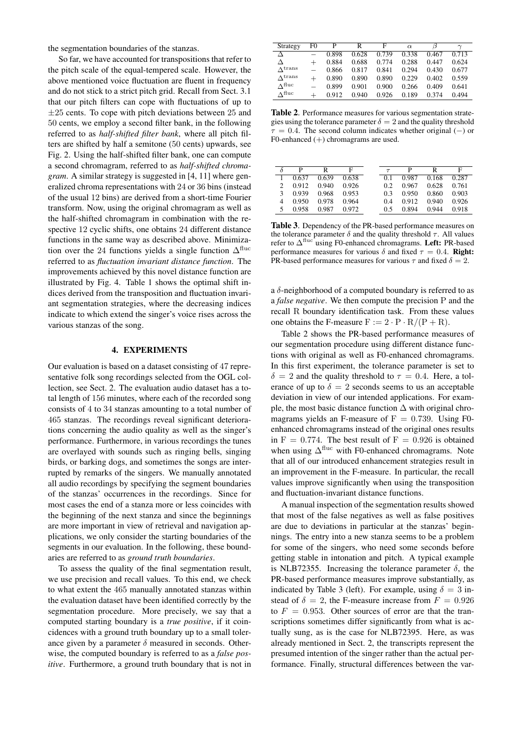the segmentation boundaries of the stanzas.

So far, we have accounted for transpositions that refer to the pitch scale of the equal-tempered scale. However, the above mentioned voice fluctuation are fluent in frequency and do not stick to a strict pitch grid. Recall from Sect. 3.1 that our pitch filters can cope with fluctuations of up to $\pm 25$ cents. To cope with pitch deviations between 25 and 50 cents, we employ a second filter bank, in the following referred to as *half-shifted filter bank*, where all pitch filters are shifted by half a semitone (50 cents) upwards, see Fig. 2. Using the half-shifted filter bank, one can compute a second chromagram, referred to as *half-shifted chromagram*. A similar strategy is suggested in [4, 11] where generalized chroma representations with 24 or 36 bins (instead of the usual 12 bins) are derived from a short-time Fourier transform. Now, using the original chromagram as well as the half-shifted chromagram in combination with the respective 12 cyclic shifts, one obtains 24 different distance functions in the same way as described above. Minimization over the 24 functions yields a single function $\Delta^{\mathrm{fluc}}$ referred to as *fluctuation invariant distance function*. The improvements achieved by this novel distance function are illustrated by Fig. 4. Table 1 shows the optimal shift indices derived from the transposition and fluctuation invariant segmentation strategies, where the decreasing indices indicate to which extend the singer's voice rises across the various stanzas of the song.

## 4. EXPERIMENTS

Our evaluation is based on a dataset consisting of 47 representative folk song recordings selected from the OGL collection, see Sect. 2. The evaluation audio dataset has a total length of 156 minutes, where each of the recorded song consists of 4 to 34 stanzas amounting to a total number of 465 stanzas. The recordings reveal significant deteriorations concerning the audio quality as well as the singer's performance. Furthermore, in various recordings the tunes are overlayed with sounds such as ringing bells, singing birds, or barking dogs, and sometimes the songs are interrupted by remarks of the singers. We manually annotated all audio recordings by specifying the segment boundaries of the stanzas' occurrences in the recordings. Since for most cases the end of a stanza more or less coincides with the beginning of the next stanza and since the beginnings are more important in view of retrieval and navigation applications, we only consider the starting boundaries of the segments in our evaluation. In the following, these boundaries are referred to as *ground truth boundaries*.

To assess the quality of the final segmentation result, we use precision and recall values. To this end, we check to what extent the 465 manually annotated stanzas within the evaluation dataset have been identified correctly by the segmentation procedure. More precisely, we say that a computed starting boundary is a *true positive*, if it coincidences with a ground truth boundary up to a small tolerance given by a parameter $\delta$ measured in seconds. Otherwise, the computed boundary is referred to as a *false positive*. Furthermore, a ground truth boundary that is not in a $\delta$-neighborhood of a computed boundary is referred to as a *false negative*. We then compute the precision $\mathrm{P}$ and the recall $\mathrm{R}$ boundary identification task. From these values one obtains the F-measure $\mathrm{F} := 2 \cdot \mathrm{P} \cdot \mathrm{R}/(\mathrm{P} + \mathrm{R})$.

| Strategy | F0 | P | R | F | $\alpha$ | $\beta$ | $\gamma$ |
|---|---|---|---|---|---|---|---|
| $\Delta$ | $-$ | 0.898 | 0.628 | 0.739 | 0.338 | 0.467 | 0.713 |
| $\Delta$ | $+$ | 0.884 | 0.688 | 0.774 | 0.288 | 0.447 | 0.624 |
| $\Delta^{\mathrm{trans}}$ | $-$ | 0.866 | 0.817 | 0.841 | 0.294 | 0.430 | 0.677 |
| $\Delta^{\mathrm{trans}}$ | $+$ | 0.890 | 0.890 | 0.890 | 0.229 | 0.402 | 0.559 |
| $\Delta^{\mathrm{fluc}}$ | $-$ | 0.899 | 0.901 | 0.900 | 0.266 | 0.409 | 0.641 |
| $\Delta^{\mathrm{fluc}}$ | $+$ | 0.912 | 0.940 | 0.926 | 0.189 | 0.374 | 0.494 |

**Table 2**. Performance measures for various segmentation strategies using the tolerance parameter $\delta = 2$ and the quality threshold $\tau = 0.4$. The second column indicates whether original ($-$) or F0-enhanced ($+$) chromagrams are used.

| $\delta$ | P | R | F |
|---|---|---|---|
| 1 | 0.637 | 0.639 | 0.638 |
| 2 | 0.912 | 0.940 | 0.926 |
| 3 | 0.939 | 0.968 | 0.953 |
| 4 | 0.950 | 0.978 | 0.964 |
| 5 | 0.958 | 0.987 | 0.972 |

| $\tau$ | P | R | F |
|---|---|---|---|
| 0.1 | 0.987 | 0.168 | 0.287 |
| 0.2 | 0.967 | 0.628 | 0.761 |
| 0.3 | 0.950 | 0.860 | 0.903 |
| 0.4 | 0.912 | 0.940 | 0.926 |
| 0.5 | 0.894 | 0.944 | 0.918 |

**Table 3**. Dependency of the PR-based performance measures on the tolerance parameter $\delta$ and the quality threshold $\tau$. All values refer to $\Delta^{\mathrm{fluc}}$ using F0-enhanced chromagrams. **Left:** PR-based performance measures for various $\delta$ and fixed $\tau = 0.4$. **Right:** PR-based performance measures for various $\tau$ and fixed $\delta = 2$.

Table 2 shows the PR-based performance measures of our segmentation procedure using different distance functions with original as well as F0-enhanced chromagrams. In this first experiment, the tolerance parameter is set to $\delta = 2$ and the quality threshold to $\tau = 0.4$. Here, a tolerance of up to $\delta = 2$ seconds seems to us an acceptable deviation in view of our intended applications. For example, the most basic distance function $\Delta$ with original chromagrams yields an F-measure of $\mathrm{F} = 0.739$. Using F0-enhanced chromagrams instead of the original ones results in $\mathrm{F} = 0.774$. The best result of $\mathrm{F} = 0.926$ is obtained when using $\Delta^{\mathrm{fluc}}$ with F0-enhanced chromagrams. Note that all of our introduced enhancement strategies result in an improvement in the F-measure. In particular, the recall values improve significantly when using the transposition and fluctuation-invariant distance functions.

A manual inspection of the segmentation results showed that most of the false negatives as well as false positives are due to deviations in particular at the stanzas' beginnings. The entry into a new stanza seems to be a problem for some of the singers, who need some seconds before getting stable in intonation and pitch. A typical example is NLB72355. Increasing the tolerance parameter $\delta$, the PR-based performance measures improve substantially, as indicated by Table 3 (left). For example, using $\delta = 3$ instead of $\delta = 2$, the F-measure increase from $F = 0.926$ to $F = 0.953$. Other sources of error are that the transcriptions sometimes differ significantly from what is actually sung, as is the case for NLB72395. Here, as was already mentioned in Sect. 2, the transcripts represent the presumed intention of the singer rather than the actual performance. Finally, structural differences between the var-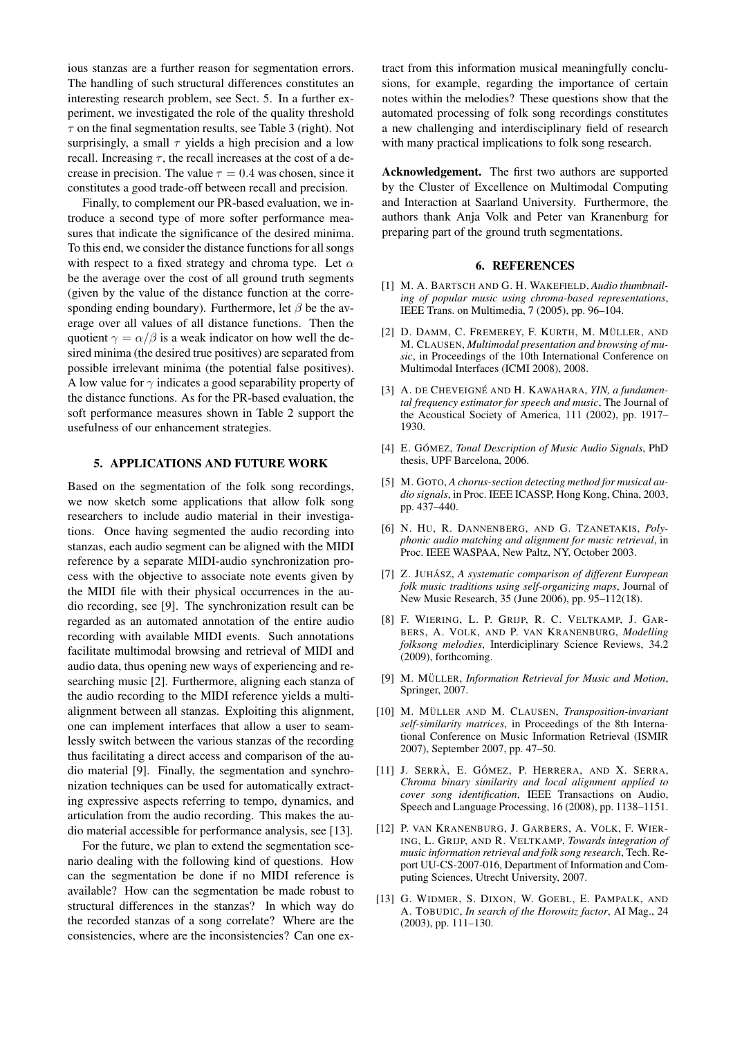ious stanzas are a further reason for segmentation errors. The handling of such structural differences constitutes an interesting research problem, see Sect. 5. In a further experiment, we investigated the role of the quality threshold $\tau$ on the final segmentation results, see Table 3 (right). Not surprisingly, a small $\tau$ yields a high precision and a low recall. Increasing $\tau$, the recall increases at the cost of a decrease in precision. The value $\tau = 0.4$ was chosen, since it constitutes a good trade-off between recall and precision.

Finally, to complement our PR-based evaluation, we introduce a second type of more softer performance measures that indicate the significance of the desired minima. To this end, we consider the distance functions for all songs with respect to a fixed strategy and chroma type. Let $\alpha$ be the average over the cost of all ground truth segments (given by the value of the distance function at the corresponding ending boundary). Furthermore, let $\beta$ be the average over all values of all distance functions. Then the quotient $\gamma = \alpha/\beta$ is a weak indicator on how well the desired minima (the desired true positives) are separated from possible irrelevant minima (the potential false positives). A low value for $\gamma$ indicates a good separability property of the distance functions. As for the PR-based evaluation, the soft performance measures shown in Table 2 support the usefulness of our enhancement strategies.

## 5. APPLICATIONS AND FUTURE WORK

Based on the segmentation of the folk song recordings, we now sketch some applications that allow folk song researchers to include audio material in their investigations. Once having segmented the audio recording into stanzas, each audio segment can be aligned with the MIDI reference by a separate MIDI-audio synchronization process with the objective to associate note events given by the MIDI file with their physical occurrences in the audio recording, see [9]. The synchronization result can be regarded as an automated annotation of the entire audio recording with available MIDI events. Such annotations facilitate multimodal browsing and retrieval of MIDI and audio data, thus opening new ways of experiencing and researching music [2]. Furthermore, aligning each stanza of the audio recording to the MIDI reference yields a multialignment between all stanzas. Exploiting this alignment, one can implement interfaces that allow a user to seamlessly switch between the various stanzas of the recording thus facilitating a direct access and comparison of the audio material [9]. Finally, the segmentation and synchronization techniques can be used for automatically extracting expressive aspects referring to tempo, dynamics, and articulation from the audio recording. This makes the audio material accessible for performance analysis, see [13].

For the future, we plan to extend the segmentation scenario dealing with the following kind of questions. How can the segmentation be done if no MIDI reference is available? How can the segmentation be made robust to structural differences in the stanzas? In which way do the recorded stanzas of a song correlate? Where are the consistencies, where are the inconsistencies? Can one extract from this information musical meaningfully conclusions, for example, regarding the importance of certain notes within the melodies? These questions show that the automated processing of folk song recordings constitutes a new challenging and interdisciplinary field of research with many practical implications to folk song research.

**Acknowledgement.** The first two authors are supported by the Cluster of Excellence on Multimodal Computing and Interaction at Saarland University. Furthermore, the authors thank Anja Volk and Peter van Kranenburg for preparing part of the ground truth segmentations.

## 6. REFERENCES

[1] M. A. Bartsch and G. H. Wakefield, *Audio thumbnailing of popular music using chroma-based representations*, IEEE Trans. on Multimedia, 7 (2005), pp. 96–104.

[2] D. Damm, C. Fremerey, F. Kurth, M. Müller, and M. Clausen, *Multimodal presentation and browsing of music*, in Proceedings of the 10th International Conference on Multimodal Interfaces (ICMI 2008), 2008.

[3] A. de Cheveigné and H. Kawahara, *YIN, a fundamental frequency estimator for speech and music*, The Journal of the Acoustical Society of America, 111 (2002), pp. 1917–1930.

[4] E. Gómez, *Tonal Description of Music Audio Signals*, PhD thesis, UPF Barcelona, 2006.

[5] M. Goto, *A chorus-section detecting method for musical audio signals*, in Proc. IEEE ICASSP, Hong Kong, China, 2003, pp. 437–440.

[6] N. Hu, R. Dannenberg, and G. Tzanetakis, *Polyphonic audio matching and alignment for music retrieval*, in Proc. IEEE WASPAA, New Paltz, NY, October 2003.

[7] Z. Juhász, *A systematic comparison of different European folk music traditions using self-organizing maps*, Journal of New Music Research, 35 (June 2006), pp. 95–112(18).

[8] F. Wiering, L. P. Grijp, R. C. Veltkamp, J. Garbers, A. Volk, and P. van Kranenburg, *Modelling folksong melodies*, Interdiciplinary Science Reviews, 34.2 (2009), forthcoming.

[9] M. Müller, *Information Retrieval for Music and Motion*, Springer, 2007.

[10] M. Müller and M. Clausen, *Transposition-invariant self-similarity matrices*, in Proceedings of the 8th International Conference on Music Information Retrieval (ISMIR 2007), September 2007, pp. 47–50.

[11] J. Serrà, E. Gómez, P. Herrera, and X. Serra, *Chroma binary similarity and local alignment applied to cover song identification*, IEEE Transactions on Audio, Speech and Language Processing, 16 (2008), pp. 1138–1151.

[12] P. van Kranenburg, J. Garbers, A. Volk, F. Wiering, L. Grijp, and R. Veltkamp, *Towards integration of music information retrieval and folk song research*, Tech. Report UU-CS-2007-016, Department of Information and Computing Sciences, Utrecht University, 2007.

[13] G. Widmer, S. Dixon, W. Goebl, E. Pampalk, and A. Tobudic, *In search of the Horowitz factor*, AI Mag., 24 (2003), pp. 111–130.